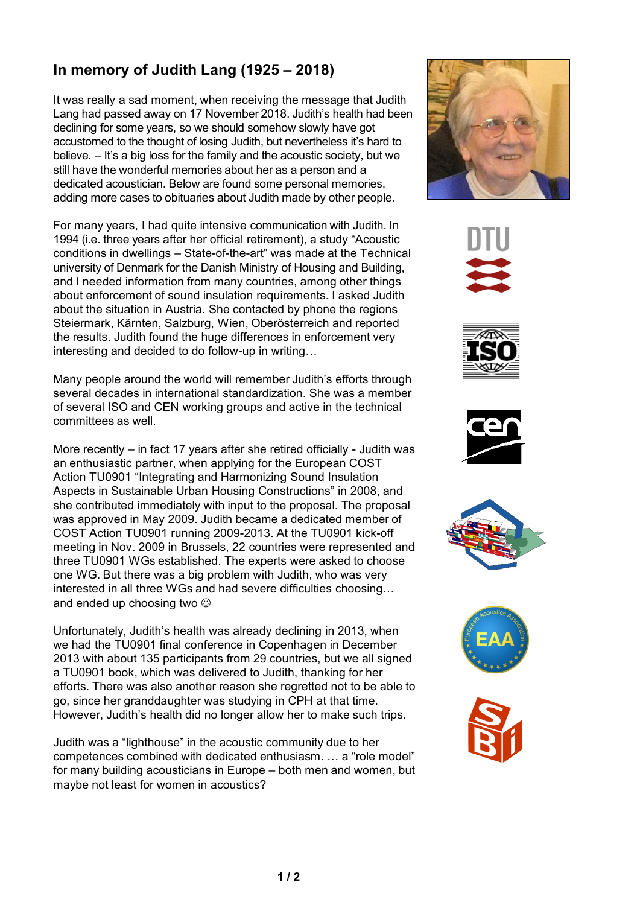# In memory of Judith Lang (1925 – 2018)

It was really a sad moment, when receiving the message that Judith Lang had passed away on 17 November 2018. Judith's health had been declining for some years, so we should somehow slowly have got accustomed to the thought of losing Judith, but nevertheless it's hard to believe. – It's a big loss for the family and the acoustic society, but we still have the wonderful memories about her as a person and a dedicated acoustician. Below are found some personal memories, adding more cases to obituaries about Judith made by other people.

For many years, I had quite intensive communication with Judith. In 1994 (i.e. three years after her official retirement), a study "Acoustic conditions in dwellings – State-of-the-art" was made at the Technical university of Denmark for the Danish Ministry of Housing and Building, and I needed information from many countries, among other things about enforcement of sound insulation requirements. I asked Judith about the situation in Austria. She contacted by phone the regions Steiermark, Kärnten, Salzburg, Wien, Oberösterreich and reported the results. Judith found the huge differences in enforcement very interesting and decided to do follow-up in writing…

Many people around the world will remember Judith's efforts through several decades in international standardization. She was a member of several ISO and CEN working groups and active in the technical committees as well.

More recently – in fact 17 years after she retired officially - Judith was an enthusiastic partner, when applying for the European COST Action TU0901 "Integrating and Harmonizing Sound Insulation Aspects in Sustainable Urban Housing Constructions" in 2008, and she contributed immediately with input to the proposal. The proposal was approved in May 2009. Judith became a dedicated member of COST Action TU0901 running 2009-2013. At the TU0901 kick-off meeting in Nov. 2009 in Brussels, 22 countries were represented and three TU0901 WGs established. The experts were asked to choose one WG. But there was a big problem with Judith, who was very interested in all three WGs and had severe difficulties choosing… and ended up choosing two ☺

Unfortunately, Judith's health was already declining in 2013, when we had the TU0901 final conference in Copenhagen in December 2013 with about 135 participants from 29 countries, but we all signed a TU0901 book, which was delivered to Judith, thanking for her efforts. There was also another reason she regretted not to be able to go, since her granddaughter was studying in CPH at that time. However, Judith's health did no longer allow her to make such trips.

Judith was a "lighthouse" in the acoustic community due to her competences combined with dedicated enthusiasm. … a "role model" for many building acousticians in Europe – both men and women, but maybe not least for women in acoustics?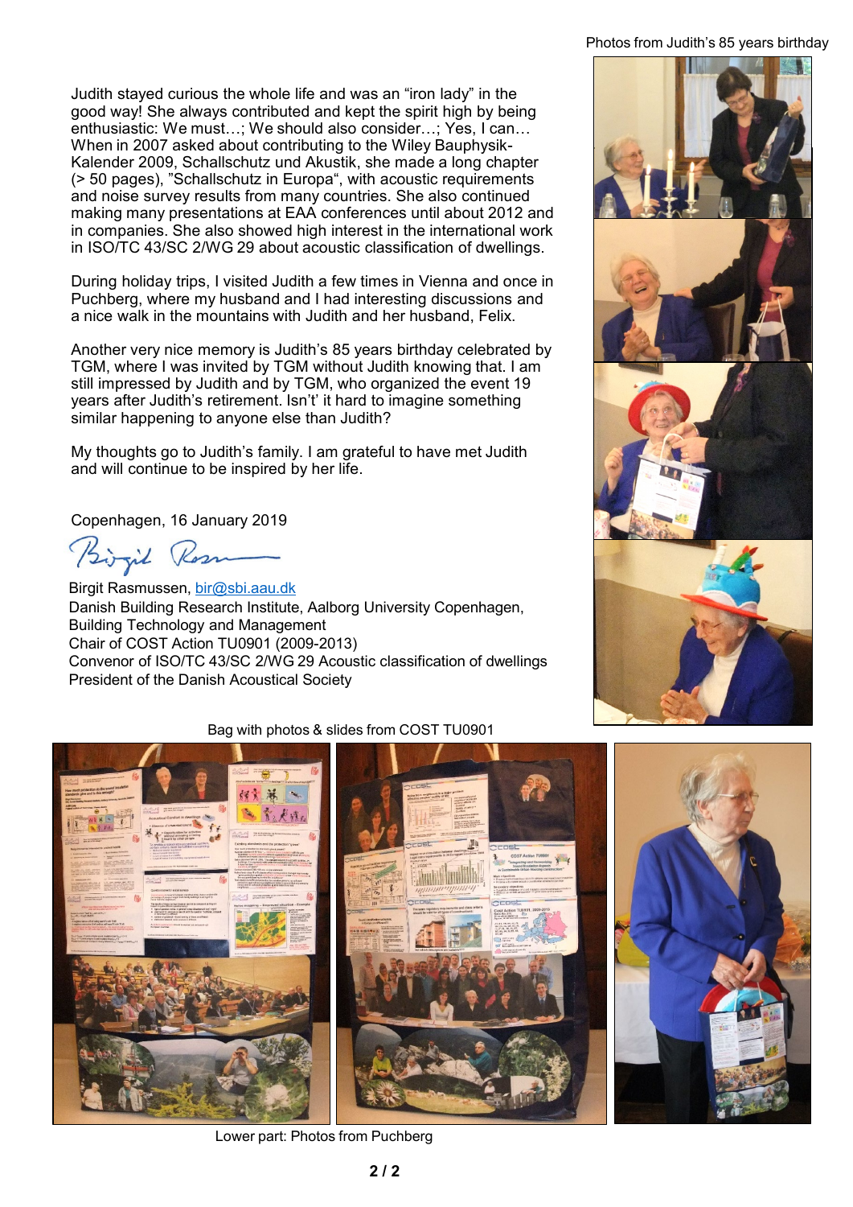Photos from Judith's 85 years birthday

Judith stayed curious the whole life and was an "iron lady" in the good way! She always contributed and kept the spirit high by being enthusiastic: We must…; We should also consider…; Yes, I can… When in 2007 asked about contributing to the Wiley Bauphysik-Kalender 2009, Schallschutz und Akustik, she made a long chapter (> 50 pages), "Schallschutz in Europa", with acoustic requirements and noise survey results from many countries. She also continued making many presentations at EAA conferences until about 2012 and in companies. She also showed high interest in the international work in ISO/TC 43/SC 2/WG 29 about acoustic classification of dwellings.

During holiday trips, I visited Judith a few times in Vienna and once in Puchberg, where my husband and I had interesting discussions and a nice walk in the mountains with Judith and her husband, Felix.

Another very nice memory is Judith's 85 years birthday celebrated by TGM, where I was invited by TGM without Judith knowing that. I am still impressed by Judith and by TGM, who organized the event 19 years after Judith's retirement. Isn't' it hard to imagine something similar happening to anyone else than Judith?

My thoughts go to Judith's family. I am grateful to have met Judith and will continue to be inspired by her life.

Copenhagen, 16 January 2019

Birgit Rasmussen, bir@sbi.aau.dk
Danish Building Research Institute, Aalborg University Copenhagen, Building Technology and Management
Chair of COST Action TU0901 (2009-2013)
Convenor of ISO/TC 43/SC 2/WG 29 Acoustic classification of dwellings
President of the Danish Acoustical Society

Bag with photos & slides from COST TU0901

Lower part: Photos from Puchberg